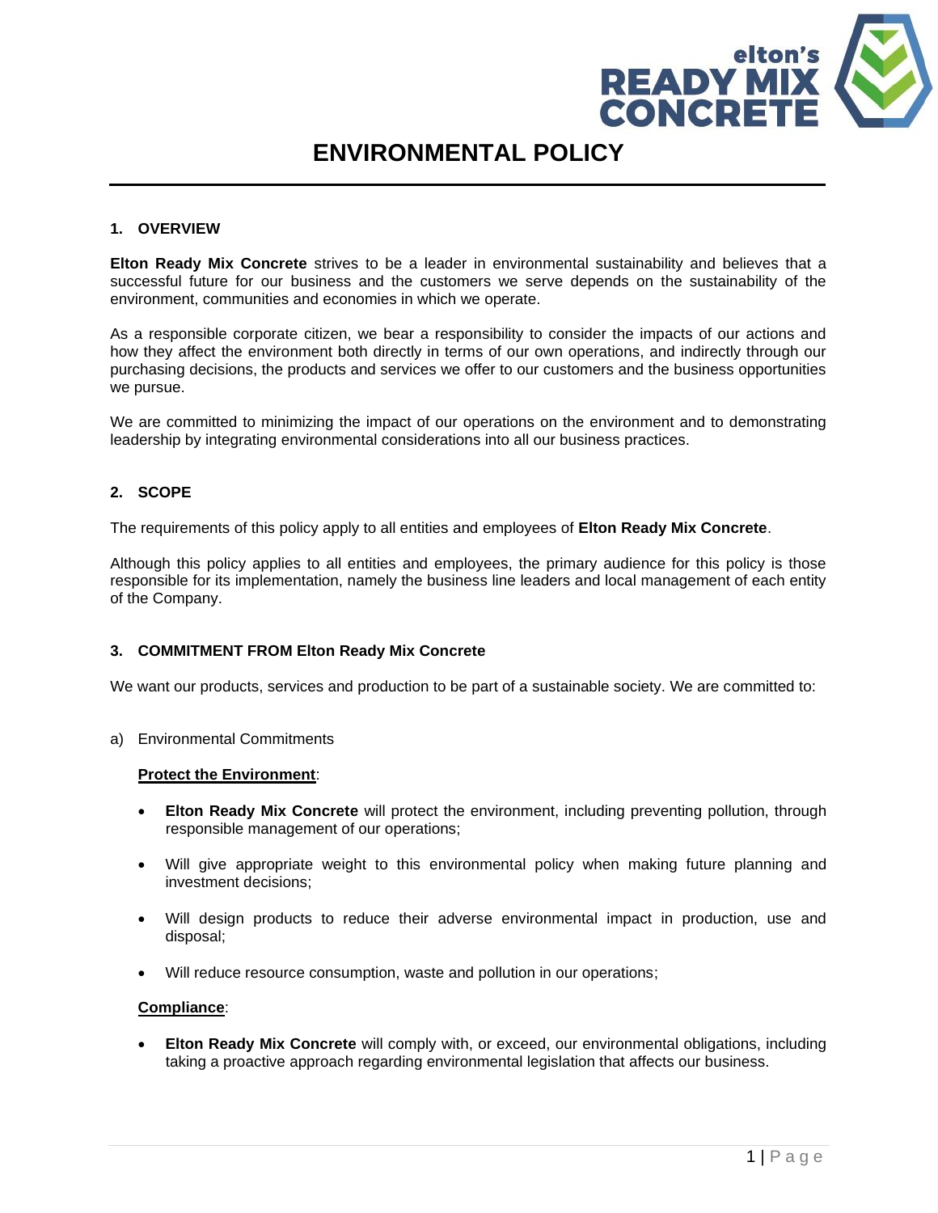# ENVIRONMENTAL POLICY

## 1. OVERVIEW

**Elton Ready Mix Concrete** strives to be a leader in environmental sustainability and believes that a successful future for our business and the customers we serve depends on the sustainability of the environment, communities and economies in which we operate.

As a responsible corporate citizen, we bear a responsibility to consider the impacts of our actions and how they affect the environment both directly in terms of our own operations, and indirectly through our purchasing decisions, the products and services we offer to our customers and the business opportunities we pursue.

We are committed to minimizing the impact of our operations on the environment and to demonstrating leadership by integrating environmental considerations into all our business practices.

## 2. SCOPE

The requirements of this policy apply to all entities and employees of **Elton Ready Mix Concrete**.

Although this policy applies to all entities and employees, the primary audience for this policy is those responsible for its implementation, namely the business line leaders and local management of each entity of the Company.

## 3. COMMITMENT FROM Elton Ready Mix Concrete

We want our products, services and production to be part of a sustainable society. We are committed to:

a) Environmental Commitments

**Protect the Environment**:

- **Elton Ready Mix Concrete** will protect the environment, including preventing pollution, through responsible management of our operations;
- Will give appropriate weight to this environmental policy when making future planning and investment decisions;
- Will design products to reduce their adverse environmental impact in production, use and disposal;
- Will reduce resource consumption, waste and pollution in our operations;

**Compliance**:

- **Elton Ready Mix Concrete** will comply with, or exceed, our environmental obligations, including taking a proactive approach regarding environmental legislation that affects our business.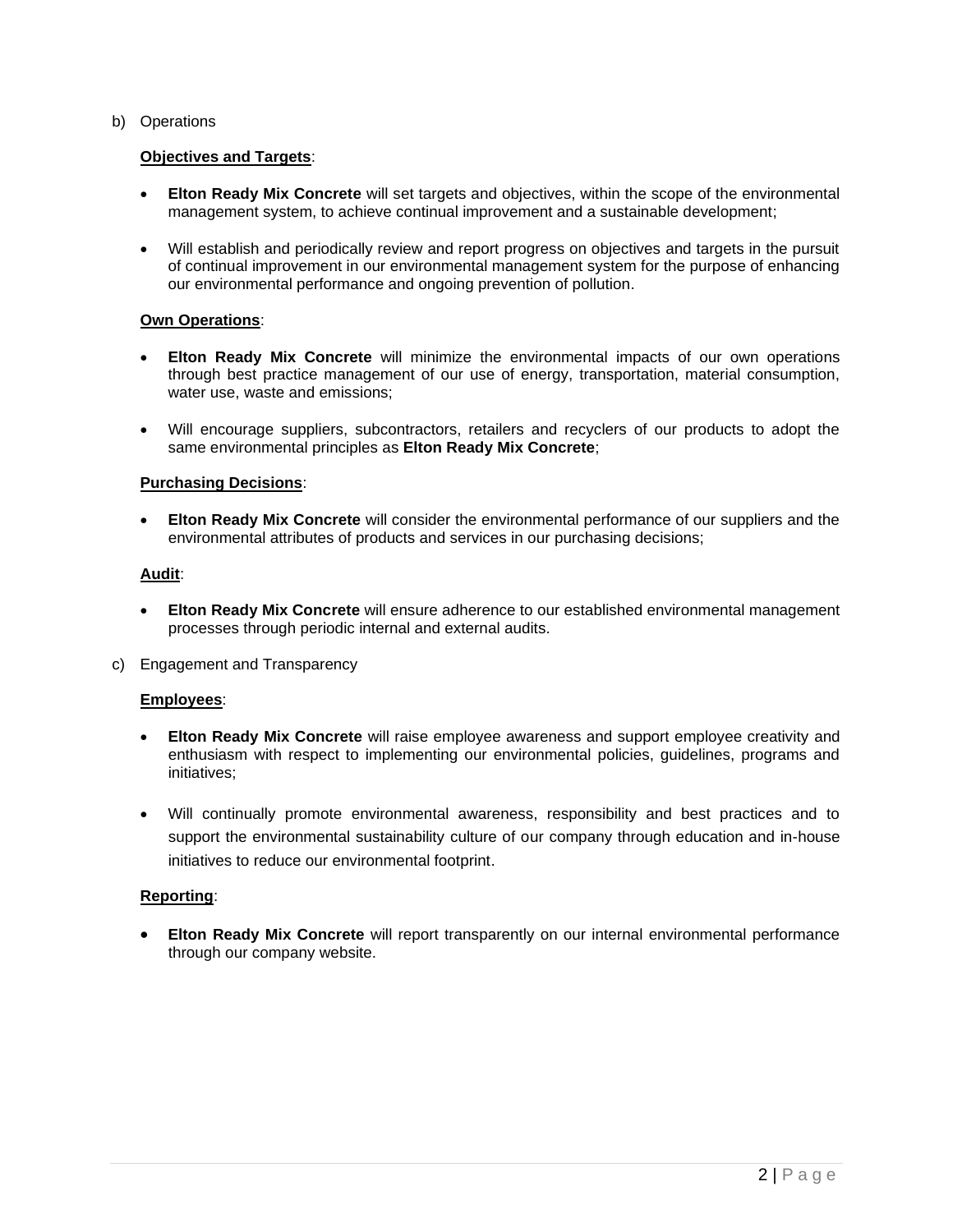b) Operations

**Objectives and Targets**:

- **Elton Ready Mix Concrete** will set targets and objectives, within the scope of the environmental management system, to achieve continual improvement and a sustainable development;

- Will establish and periodically review and report progress on objectives and targets in the pursuit of continual improvement in our environmental management system for the purpose of enhancing our environmental performance and ongoing prevention of pollution.

**Own Operations**:

- **Elton Ready Mix Concrete** will minimize the environmental impacts of our own operations through best practice management of our use of energy, transportation, material consumption, water use, waste and emissions;

- Will encourage suppliers, subcontractors, retailers and recyclers of our products to adopt the same environmental principles as **Elton Ready Mix Concrete**;

**Purchasing Decisions**:

- **Elton Ready Mix Concrete** will consider the environmental performance of our suppliers and the environmental attributes of products and services in our purchasing decisions;

**Audit**:

- **Elton Ready Mix Concrete** will ensure adherence to our established environmental management processes through periodic internal and external audits.

c) Engagement and Transparency

**Employees**:

- **Elton Ready Mix Concrete** will raise employee awareness and support employee creativity and enthusiasm with respect to implementing our environmental policies, guidelines, programs and initiatives;

- Will continually promote environmental awareness, responsibility and best practices and to support the environmental sustainability culture of our company through education and in-house initiatives to reduce our environmental footprint.

**Reporting**:

- **Elton Ready Mix Concrete** will report transparently on our internal environmental performance through our company website.